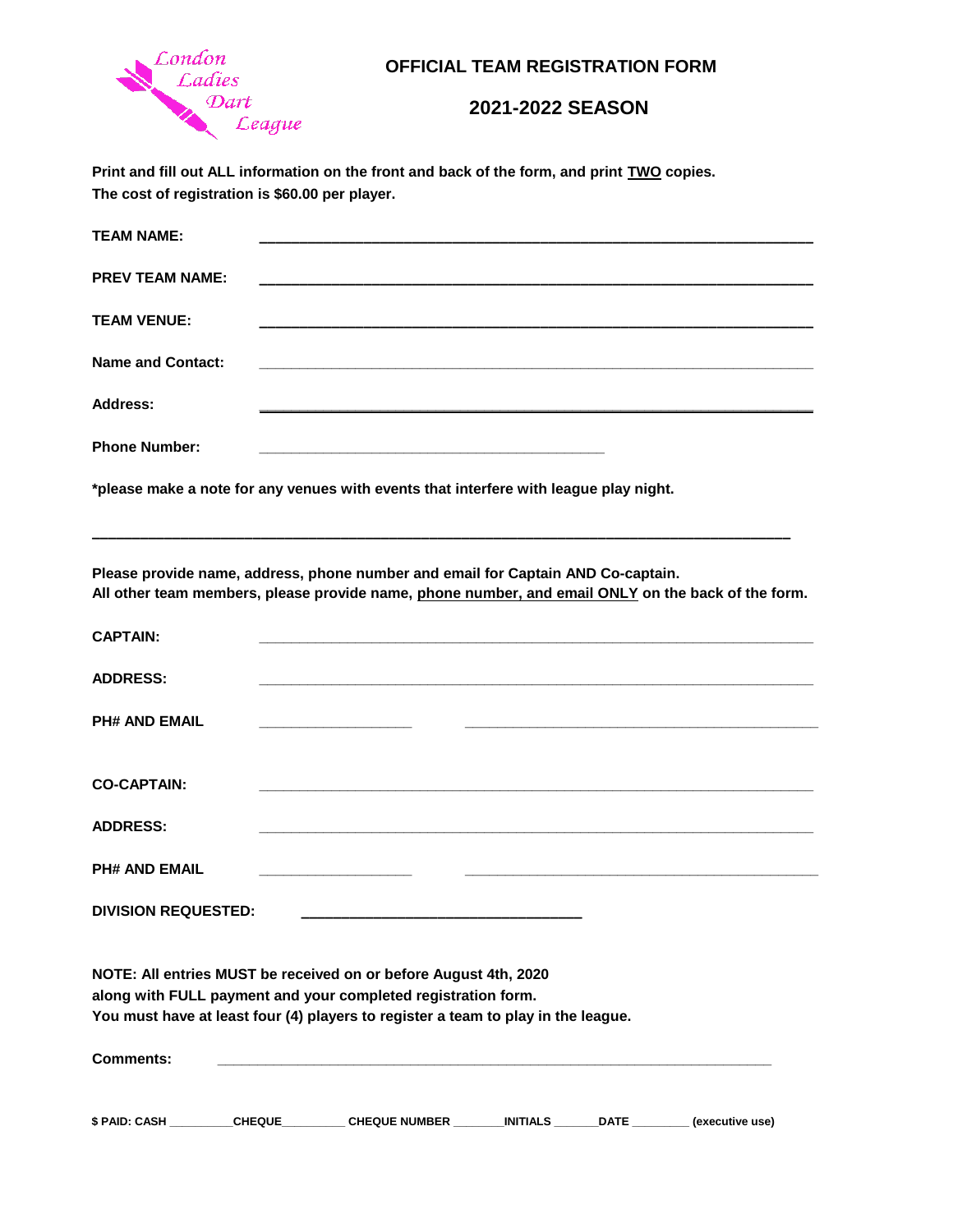London Ladies Dart League

# OFFICIAL TEAM REGISTRATION FORM

## 2021-2022 SEASON

**Print and fill out ALL information on the front and back of the form, and print <u>TWO</u> copies.**
**The cost of registration is $60.00 per player.**

**TEAM NAME:** ____________________________________________

**PREV TEAM NAME:** ____________________________________________

**TEAM VENUE:** ____________________________________________

**Name and Contact:** ____________________________________________

**Address:** ____________________________________________

**Phone Number:** ______________________________

**\*please make a note for any venues with events that interfere with league play night.**

____________________________________________________________

**Please provide name, address, phone number and email for Captain AND Co-captain.**
**All other team members, please provide name, <u>phone number, and email ONLY</u> on the back of the form.**

**CAPTAIN:** ____________________________________________

**ADDRESS:** ____________________________________________

**PH# AND EMAIL** ______________ ______________________________

**CO-CAPTAIN:** ____________________________________________

**ADDRESS:** ____________________________________________

**PH# AND EMAIL** ______________ ______________________________

**DIVISION REQUESTED:** ________________________

**NOTE: All entries MUST be received on or before August 4th, 2020**
**along with FULL payment and your completed registration form.**
**You must have at least four (4) players to register a team to play in the league.**

**Comments:** ____________________________________________

**$ PAID: CASH __________CHEQUE__________ CHEQUE NUMBER ________INITIALS _______DATE _________ (executive use)**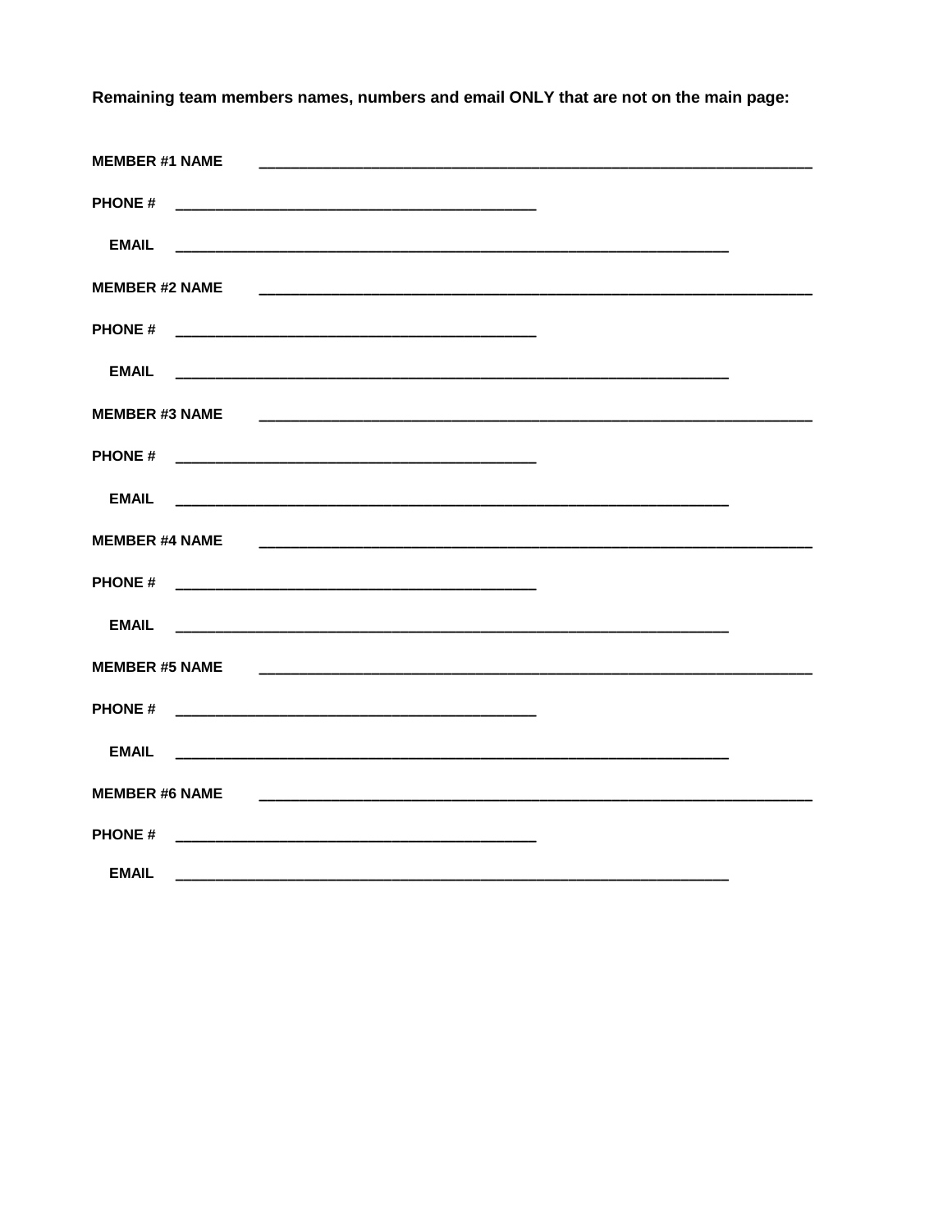**Remaining team members names, numbers and email ONLY that are not on the main page:**

**MEMBER #1 NAME** ______________________________________________________________

**PHONE #** ___________________________________________

**EMAIL** ______________________________________________________________

**MEMBER #2 NAME** ______________________________________________________________

**PHONE #** ___________________________________________

**EMAIL** ______________________________________________________________

**MEMBER #3 NAME** ______________________________________________________________

**PHONE #** ___________________________________________

**EMAIL** ______________________________________________________________

**MEMBER #4 NAME** ______________________________________________________________

**PHONE #** ___________________________________________

**EMAIL** ______________________________________________________________

**MEMBER #5 NAME** ______________________________________________________________

**PHONE #** ___________________________________________

**EMAIL** ______________________________________________________________

**MEMBER #6 NAME** ______________________________________________________________

**PHONE #** ___________________________________________

**EMAIL** ______________________________________________________________